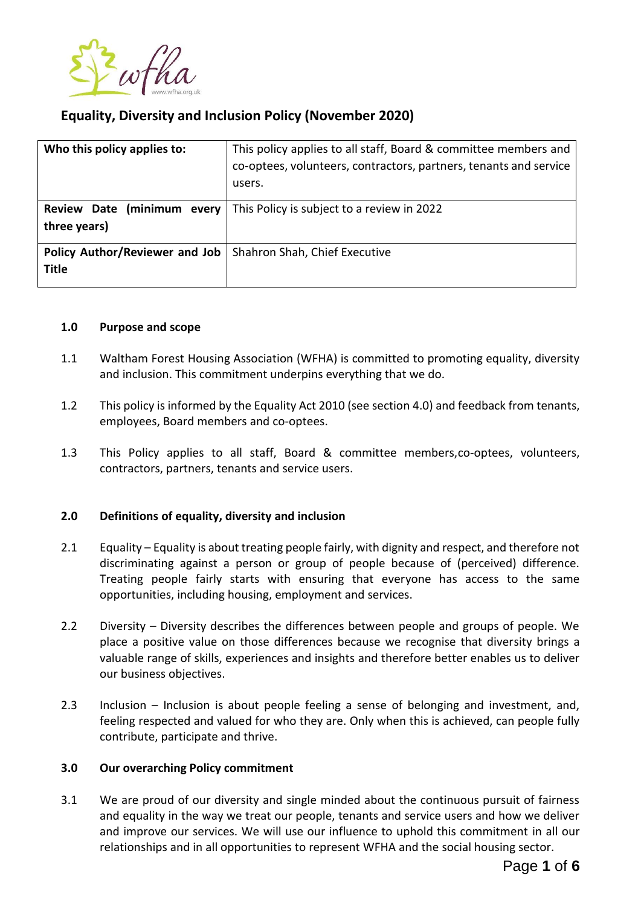# Equality, Diversity and Inclusion Policy (November 2020)

| Who this policy applies to: | This policy applies to all staff, Board & committee members and co-optees, volunteers, contractors, partners, tenants and service users. |
|---|---|
| Review Date (minimum every three years) | This Policy is subject to a review in 2022 |
| Policy Author/Reviewer and Job Title | Shahron Shah, Chief Executive |

## 1.0 Purpose and scope

1.1 Waltham Forest Housing Association (WFHA) is committed to promoting equality, diversity and inclusion. This commitment underpins everything that we do.

1.2 This policy is informed by the Equality Act 2010 (see section 4.0) and feedback from tenants, employees, Board members and co-optees.

1.3 This Policy applies to all staff, Board & committee members,co-optees, volunteers, contractors, partners, tenants and service users.

## 2.0 Definitions of equality, diversity and inclusion

2.1 Equality – Equality is about treating people fairly, with dignity and respect, and therefore not discriminating against a person or group of people because of (perceived) difference. Treating people fairly starts with ensuring that everyone has access to the same opportunities, including housing, employment and services.

2.2 Diversity – Diversity describes the differences between people and groups of people. We place a positive value on those differences because we recognise that diversity brings a valuable range of skills, experiences and insights and therefore better enables us to deliver our business objectives.

2.3 Inclusion – Inclusion is about people feeling a sense of belonging and investment, and, feeling respected and valued for who they are. Only when this is achieved, can people fully contribute, participate and thrive.

## 3.0 Our overarching Policy commitment

3.1 We are proud of our diversity and single minded about the continuous pursuit of fairness and equality in the way we treat our people, tenants and service users and how we deliver and improve our services. We will use our influence to uphold this commitment in all our relationships and in all opportunities to represent WFHA and the social housing sector.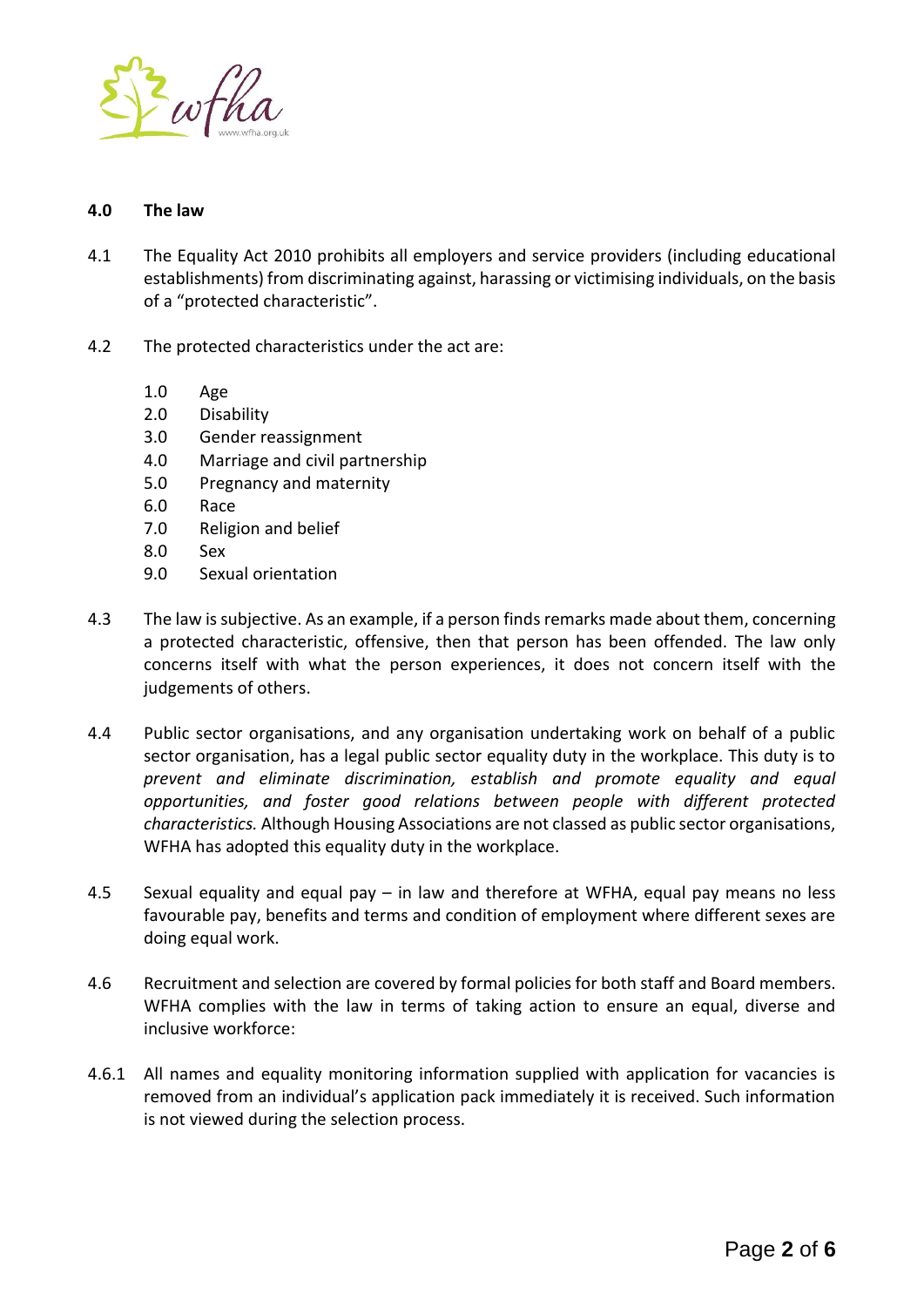## 4.0 The law

4.1 The Equality Act 2010 prohibits all employers and service providers (including educational establishments) from discriminating against, harassing or victimising individuals, on the basis of a "protected characteristic".

4.2 The protected characteristics under the act are:

1.0 Age
2.0 Disability
3.0 Gender reassignment
4.0 Marriage and civil partnership
5.0 Pregnancy and maternity
6.0 Race
7.0 Religion and belief
8.0 Sex
9.0 Sexual orientation

4.3 The law is subjective. As an example, if a person finds remarks made about them, concerning a protected characteristic, offensive, then that person has been offended. The law only concerns itself with what the person experiences, it does not concern itself with the judgements of others.

4.4 Public sector organisations, and any organisation undertaking work on behalf of a public sector organisation, has a legal public sector equality duty in the workplace. This duty is to *prevent and eliminate discrimination, establish and promote equality and equal opportunities, and foster good relations between people with different protected characteristics.* Although Housing Associations are not classed as public sector organisations, WFHA has adopted this equality duty in the workplace.

4.5 Sexual equality and equal pay – in law and therefore at WFHA, equal pay means no less favourable pay, benefits and terms and condition of employment where different sexes are doing equal work.

4.6 Recruitment and selection are covered by formal policies for both staff and Board members. WFHA complies with the law in terms of taking action to ensure an equal, diverse and inclusive workforce:

4.6.1 All names and equality monitoring information supplied with application for vacancies is removed from an individual's application pack immediately it is received. Such information is not viewed during the selection process.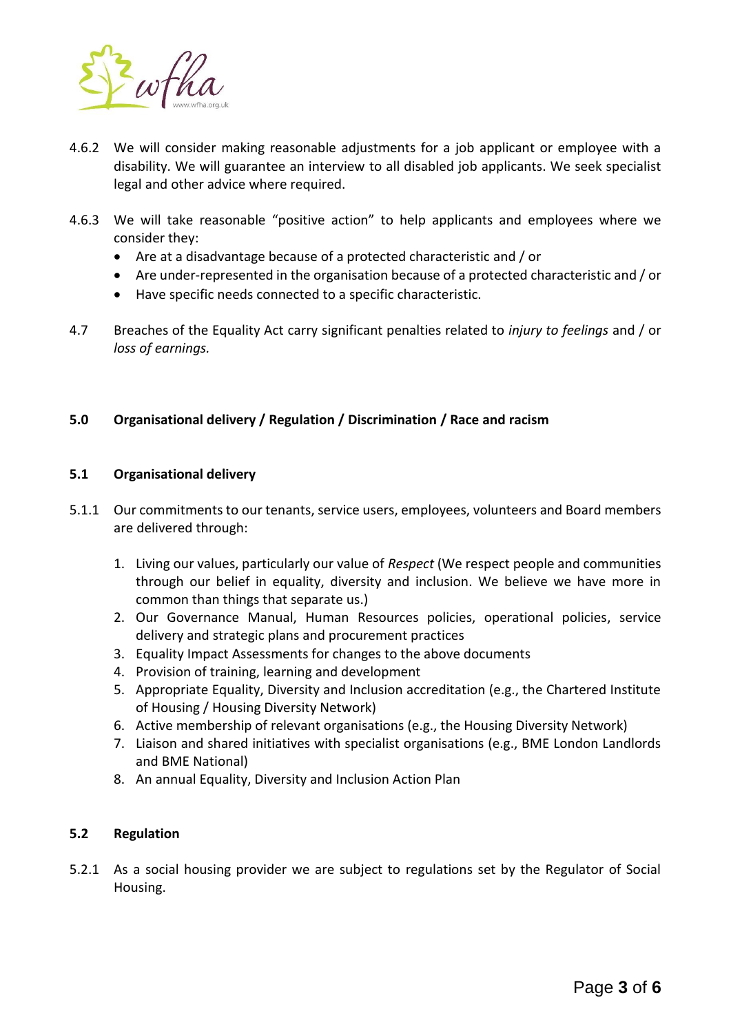4.6.2 We will consider making reasonable adjustments for a job applicant or employee with a disability. We will guarantee an interview to all disabled job applicants. We seek specialist legal and other advice where required.

4.6.3 We will take reasonable "positive action" to help applicants and employees where we consider they:

- Are at a disadvantage because of a protected characteristic and / or
- Are under-represented in the organisation because of a protected characteristic and / or
- Have specific needs connected to a specific characteristic.

4.7 Breaches of the Equality Act carry significant penalties related to *injury to feelings* and / or *loss of earnings.*

## 5.0 Organisational delivery / Regulation / Discrimination / Race and racism

### 5.1 Organisational delivery

5.1.1 Our commitments to our tenants, service users, employees, volunteers and Board members are delivered through:

1. Living our values, particularly our value of *Respect* (We respect people and communities through our belief in equality, diversity and inclusion. We believe we have more in common than things that separate us.)
2. Our Governance Manual, Human Resources policies, operational policies, service delivery and strategic plans and procurement practices
3. Equality Impact Assessments for changes to the above documents
4. Provision of training, learning and development
5. Appropriate Equality, Diversity and Inclusion accreditation (e.g., the Chartered Institute of Housing / Housing Diversity Network)
6. Active membership of relevant organisations (e.g., the Housing Diversity Network)
7. Liaison and shared initiatives with specialist organisations (e.g., BME London Landlords and BME National)
8. An annual Equality, Diversity and Inclusion Action Plan

### 5.2 Regulation

5.2.1 As a social housing provider we are subject to regulations set by the Regulator of Social Housing.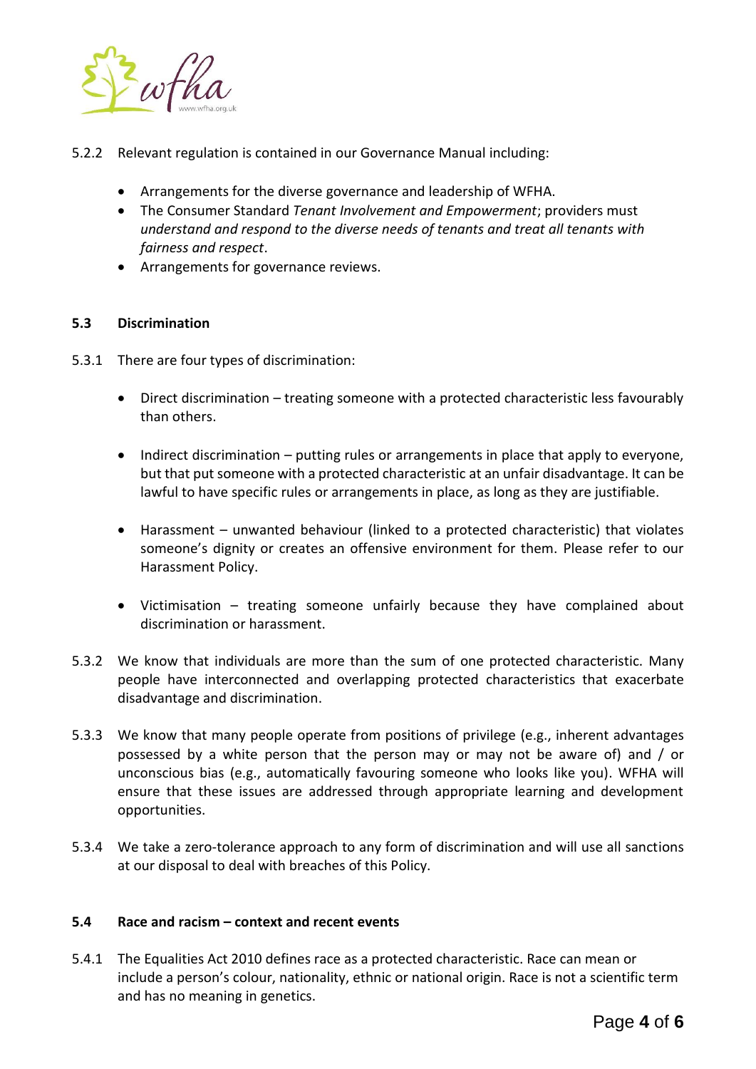5.2.2 Relevant regulation is contained in our Governance Manual including:

- Arrangements for the diverse governance and leadership of WFHA.
- The Consumer Standard *Tenant Involvement and Empowerment*; providers must *understand and respond to the diverse needs of tenants and treat all tenants with fairness and respect*.
- Arrangements for governance reviews.

**5.3 Discrimination**

5.3.1 There are four types of discrimination:

- Direct discrimination – treating someone with a protected characteristic less favourably than others.

- Indirect discrimination – putting rules or arrangements in place that apply to everyone, but that put someone with a protected characteristic at an unfair disadvantage. It can be lawful to have specific rules or arrangements in place, as long as they are justifiable.

- Harassment – unwanted behaviour (linked to a protected characteristic) that violates someone's dignity or creates an offensive environment for them. Please refer to our Harassment Policy.

- Victimisation – treating someone unfairly because they have complained about discrimination or harassment.

5.3.2 We know that individuals are more than the sum of one protected characteristic. Many people have interconnected and overlapping protected characteristics that exacerbate disadvantage and discrimination.

5.3.3 We know that many people operate from positions of privilege (e.g., inherent advantages possessed by a white person that the person may or may not be aware of) and / or unconscious bias (e.g., automatically favouring someone who looks like you). WFHA will ensure that these issues are addressed through appropriate learning and development opportunities.

5.3.4 We take a zero-tolerance approach to any form of discrimination and will use all sanctions at our disposal to deal with breaches of this Policy.

**5.4 Race and racism – context and recent events**

5.4.1 The Equalities Act 2010 defines race as a protected characteristic. Race can mean or include a person's colour, nationality, ethnic or national origin. Race is not a scientific term and has no meaning in genetics.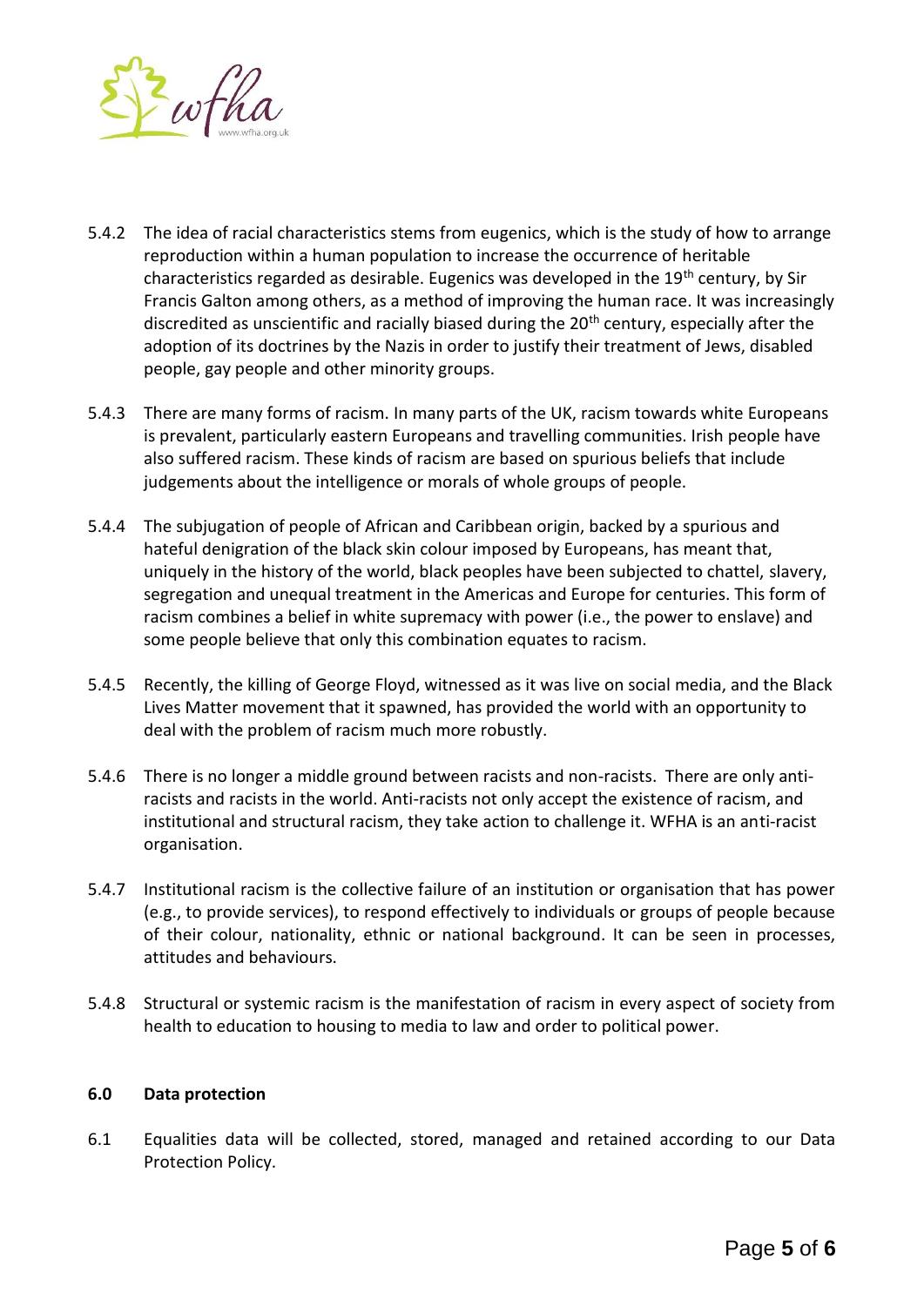5.4.2 The idea of racial characteristics stems from eugenics, which is the study of how to arrange reproduction within a human population to increase the occurrence of heritable characteristics regarded as desirable. Eugenics was developed in the 19th century, by Sir Francis Galton among others, as a method of improving the human race. It was increasingly discredited as unscientific and racially biased during the 20th century, especially after the adoption of its doctrines by the Nazis in order to justify their treatment of Jews, disabled people, gay people and other minority groups.

5.4.3 There are many forms of racism. In many parts of the UK, racism towards white Europeans is prevalent, particularly eastern Europeans and travelling communities. Irish people have also suffered racism. These kinds of racism are based on spurious beliefs that include judgements about the intelligence or morals of whole groups of people.

5.4.4 The subjugation of people of African and Caribbean origin, backed by a spurious and hateful denigration of the black skin colour imposed by Europeans, has meant that, uniquely in the history of the world, black peoples have been subjected to chattel, slavery, segregation and unequal treatment in the Americas and Europe for centuries. This form of racism combines a belief in white supremacy with power (i.e., the power to enslave) and some people believe that only this combination equates to racism.

5.4.5 Recently, the killing of George Floyd, witnessed as it was live on social media, and the Black Lives Matter movement that it spawned, has provided the world with an opportunity to deal with the problem of racism much more robustly.

5.4.6 There is no longer a middle ground between racists and non-racists. There are only anti-racists and racists in the world. Anti-racists not only accept the existence of racism, and institutional and structural racism, they take action to challenge it. WFHA is an anti-racist organisation.

5.4.7 Institutional racism is the collective failure of an institution or organisation that has power (e.g., to provide services), to respond effectively to individuals or groups of people because of their colour, nationality, ethnic or national background. It can be seen in processes, attitudes and behaviours.

5.4.8 Structural or systemic racism is the manifestation of racism in every aspect of society from health to education to housing to media to law and order to political power.

## 6.0 Data protection

6.1 Equalities data will be collected, stored, managed and retained according to our Data Protection Policy.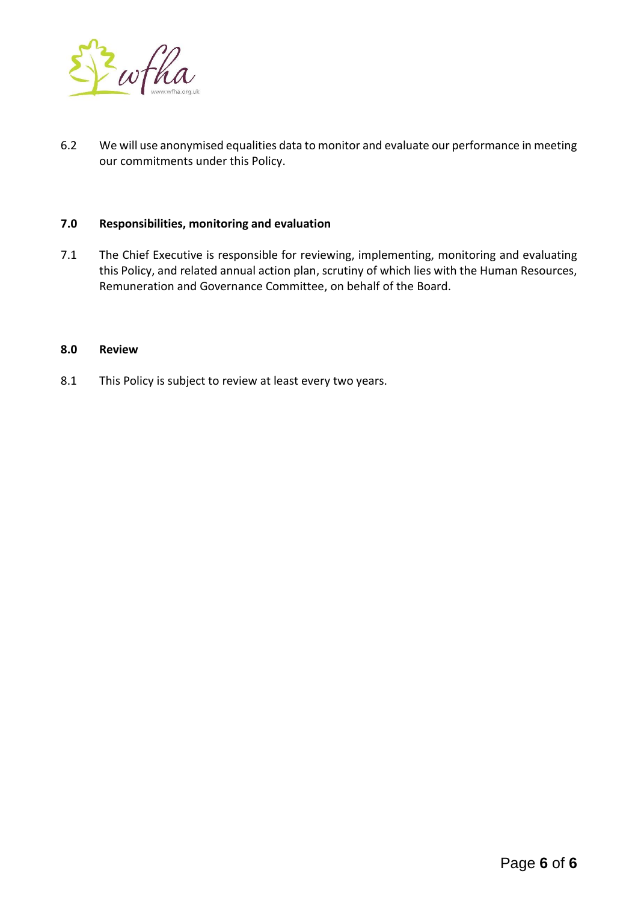6.2 We will use anonymised equalities data to monitor and evaluate our performance in meeting our commitments under this Policy.

## 7.0 Responsibilities, monitoring and evaluation

7.1 The Chief Executive is responsible for reviewing, implementing, monitoring and evaluating this Policy, and related annual action plan, scrutiny of which lies with the Human Resources, Remuneration and Governance Committee, on behalf of the Board.

## 8.0 Review

8.1 This Policy is subject to review at least every two years.